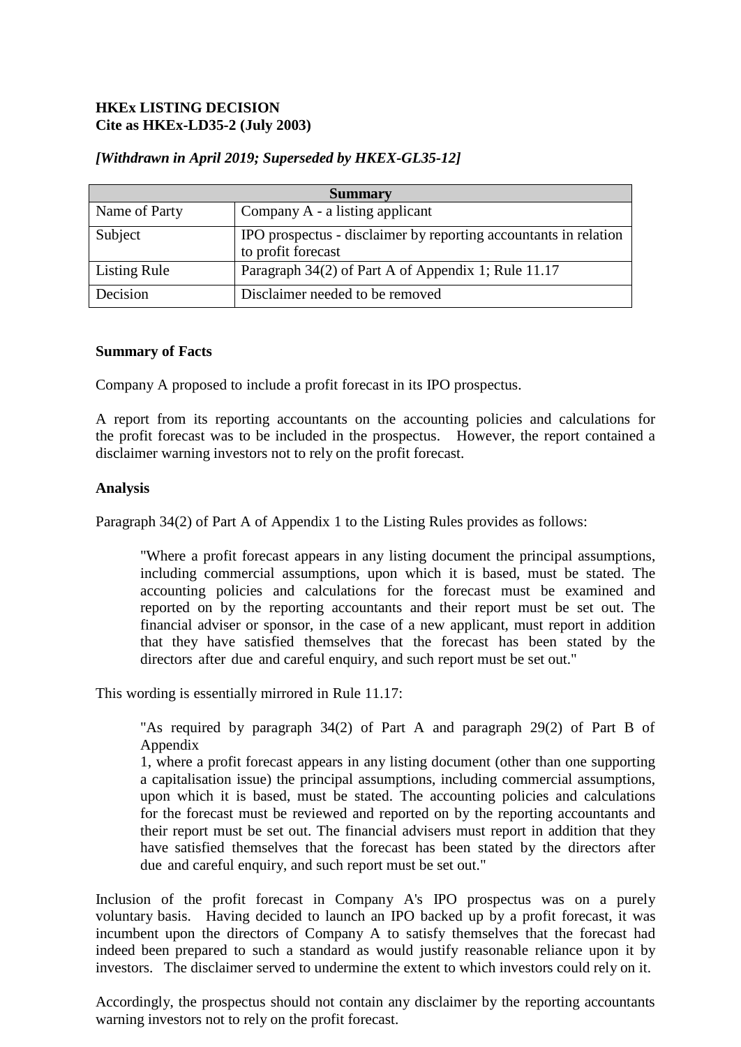**HKEx LISTING DECISION**
**Cite as HKEx-LD35-2 (July 2003)**

***[Withdrawn in April 2019; Superseded by HKEX-GL35-12]***

| Summary | |
|---|---|
| Name of Party | Company A - a listing applicant |
| Subject | IPO prospectus - disclaimer by reporting accountants in relation to profit forecast |
| Listing Rule | Paragraph 34(2) of Part A of Appendix 1; Rule 11.17 |
| Decision | Disclaimer needed to be removed |

**Summary of Facts**

Company A proposed to include a profit forecast in its IPO prospectus.

A report from its reporting accountants on the accounting policies and calculations for the profit forecast was to be included in the prospectus. However, the report contained a disclaimer warning investors not to rely on the profit forecast.

**Analysis**

Paragraph 34(2) of Part A of Appendix 1 to the Listing Rules provides as follows:

> "Where a profit forecast appears in any listing document the principal assumptions, including commercial assumptions, upon which it is based, must be stated. The accounting policies and calculations for the forecast must be examined and reported on by the reporting accountants and their report must be set out. The financial adviser or sponsor, in the case of a new applicant, must report in addition that they have satisfied themselves that the forecast has been stated by the directors after due and careful enquiry, and such report must be set out."

This wording is essentially mirrored in Rule 11.17:

> "As required by paragraph 34(2) of Part A and paragraph 29(2) of Part B of Appendix
> 1, where a profit forecast appears in any listing document (other than one supporting a capitalisation issue) the principal assumptions, including commercial assumptions, upon which it is based, must be stated. The accounting policies and calculations for the forecast must be reviewed and reported on by the reporting accountants and their report must be set out. The financial advisers must report in addition that they have satisfied themselves that the forecast has been stated by the directors after due and careful enquiry, and such report must be set out."

Inclusion of the profit forecast in Company A's IPO prospectus was on a purely voluntary basis. Having decided to launch an IPO backed up by a profit forecast, it was incumbent upon the directors of Company A to satisfy themselves that the forecast had indeed been prepared to such a standard as would justify reasonable reliance upon it by investors. The disclaimer served to undermine the extent to which investors could rely on it.

Accordingly, the prospectus should not contain any disclaimer by the reporting accountants warning investors not to rely on the profit forecast.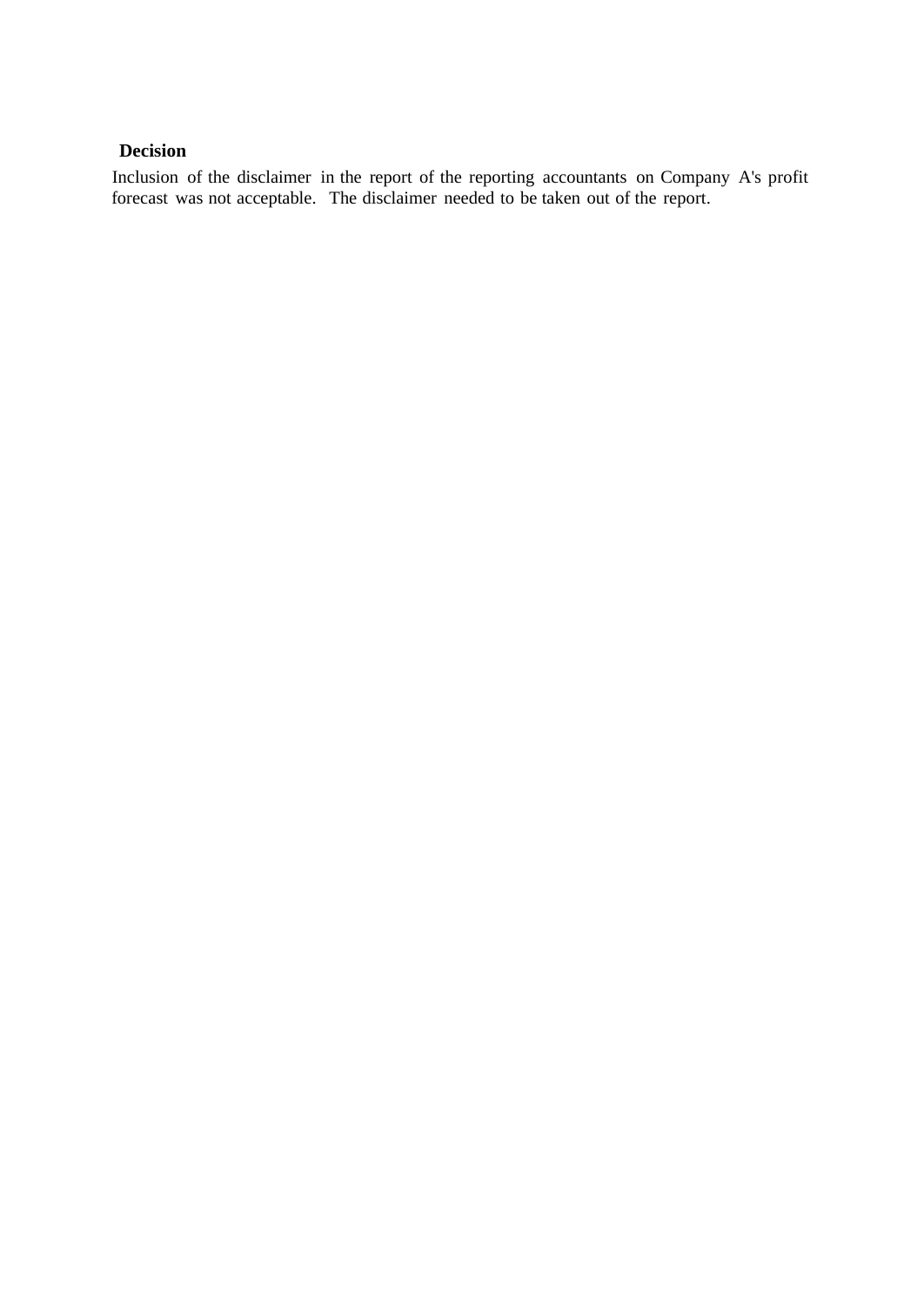**Decision**

Inclusion of the disclaimer in the report of the reporting accountants on Company A's profit forecast was not acceptable. The disclaimer needed to be taken out of the report.